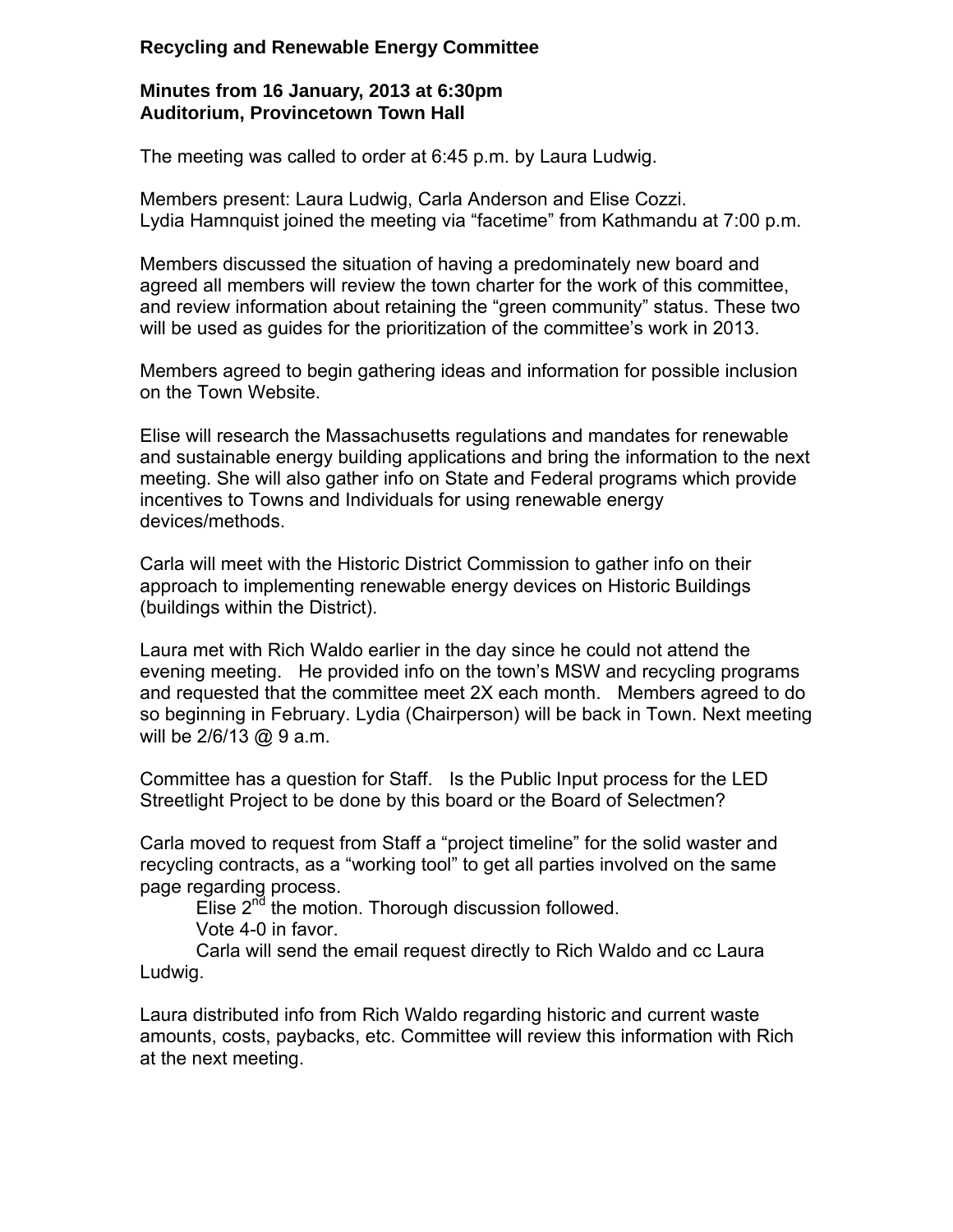**Recycling and Renewable Energy Committee**

**Minutes from 16 January, 2013 at 6:30pm**
**Auditorium, Provincetown Town Hall**

The meeting was called to order at 6:45 p.m. by Laura Ludwig.

Members present: Laura Ludwig, Carla Anderson and Elise Cozzi.
Lydia Hamnquist joined the meeting via "facetime" from Kathmandu at 7:00 p.m.

Members discussed the situation of having a predominately new board and agreed all members will review the town charter for the work of this committee, and review information about retaining the "green community" status. These two will be used as guides for the prioritization of the committee's work in 2013.

Members agreed to begin gathering ideas and information for possible inclusion on the Town Website.

Elise will research the Massachusetts regulations and mandates for renewable and sustainable energy building applications and bring the information to the next meeting. She will also gather info on State and Federal programs which provide incentives to Towns and Individuals for using renewable energy devices/methods.

Carla will meet with the Historic District Commission to gather info on their approach to implementing renewable energy devices on Historic Buildings (buildings within the District).

Laura met with Rich Waldo earlier in the day since he could not attend the evening meeting. He provided info on the town's MSW and recycling programs and requested that the committee meet 2X each month. Members agreed to do so beginning in February. Lydia (Chairperson) will be back in Town. Next meeting will be 2/6/13 @ 9 a.m.

Committee has a question for Staff. Is the Public Input process for the LED Streetlight Project to be done by this board or the Board of Selectmen?

Carla moved to request from Staff a "project timeline" for the solid waster and recycling contracts, as a "working tool" to get all parties involved on the same page regarding process.

Elise 2nd the motion. Thorough discussion followed.

Vote 4-0 in favor.

Carla will send the email request directly to Rich Waldo and cc Laura Ludwig.

Laura distributed info from Rich Waldo regarding historic and current waste amounts, costs, paybacks, etc. Committee will review this information with Rich at the next meeting.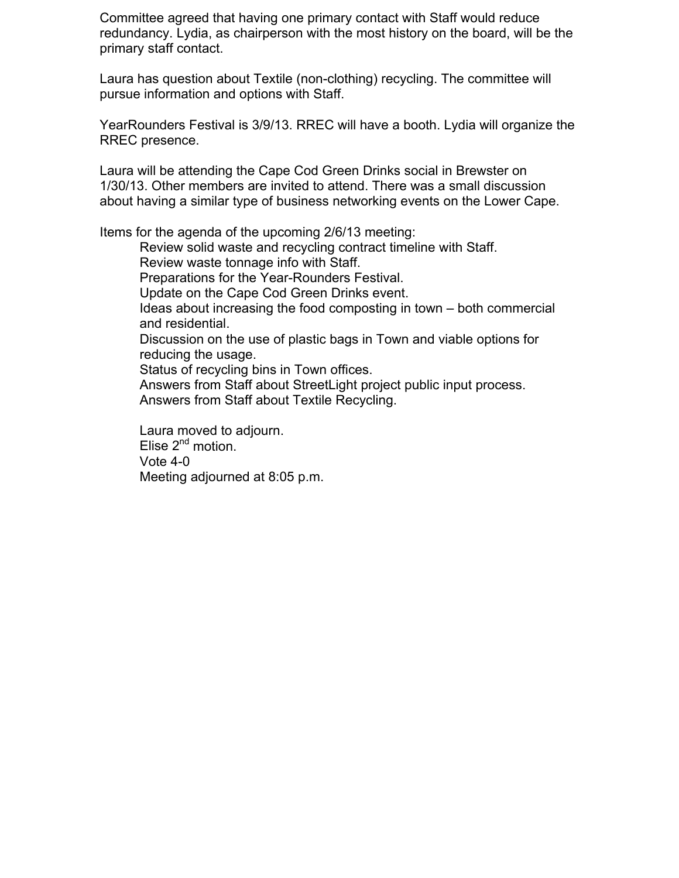Committee agreed that having one primary contact with Staff would reduce redundancy. Lydia, as chairperson with the most history on the board, will be the primary staff contact.

Laura has question about Textile (non-clothing) recycling. The committee will pursue information and options with Staff.

YearRounders Festival is 3/9/13. RREC will have a booth. Lydia will organize the RREC presence.

Laura will be attending the Cape Cod Green Drinks social in Brewster on 1/30/13. Other members are invited to attend. There was a small discussion about having a similar type of business networking events on the Lower Cape.

Items for the agenda of the upcoming 2/6/13 meeting:

- Review solid waste and recycling contract timeline with Staff.
- Review waste tonnage info with Staff.
- Preparations for the Year-Rounders Festival.
- Update on the Cape Cod Green Drinks event.
- Ideas about increasing the food composting in town – both commercial and residential.
- Discussion on the use of plastic bags in Town and viable options for reducing the usage.
- Status of recycling bins in Town offices.
- Answers from Staff about StreetLight project public input process.
- Answers from Staff about Textile Recycling.

Laura moved to adjourn.
Elise 2nd motion.
Vote 4-0
Meeting adjourned at 8:05 p.m.